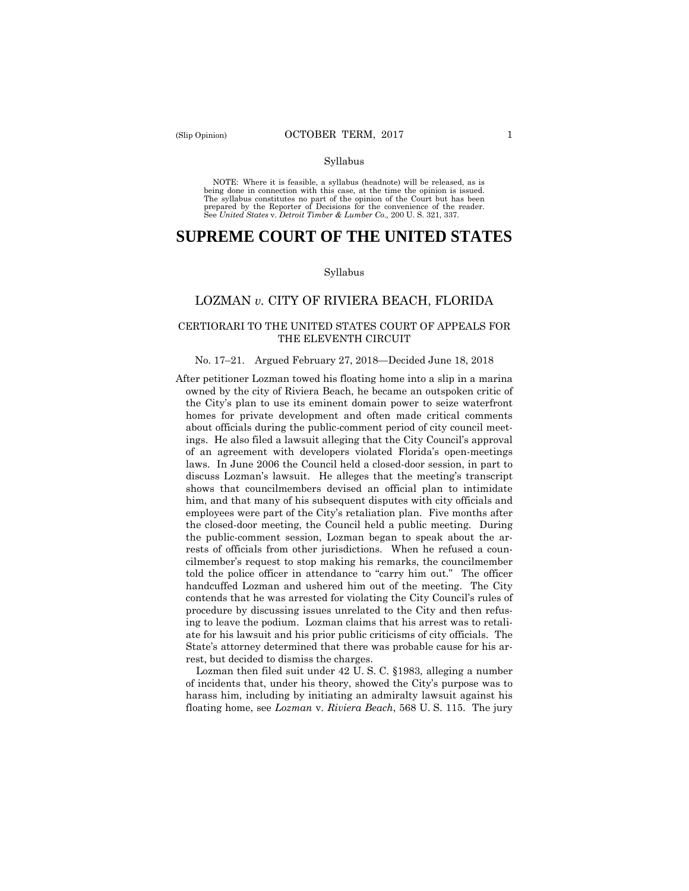Syllabus

NOTE: Where it is feasible, a syllabus (headnote) will be released, as is being done in connection with this case, at the time the opinion is issued. The syllabus constitutes no part of the opinion of the Court but has been prepared by the Reporter of Decisions for the convenience of the reader. See *United States* v. *Detroit Timber & Lumber Co.,* 200 U. S. 321, 337.

# SUPREME COURT OF THE UNITED STATES

Syllabus

## LOZMAN *v.* CITY OF RIVIERA BEACH, FLORIDA

### CERTIORARI TO THE UNITED STATES COURT OF APPEALS FOR THE ELEVENTH CIRCUIT

No. 17–21. Argued February 27, 2018—Decided June 18, 2018

After petitioner Lozman towed his floating home into a slip in a marina owned by the city of Riviera Beach, he became an outspoken critic of the City's plan to use its eminent domain power to seize waterfront homes for private development and often made critical comments about officials during the public-comment period of city council meetings. He also filed a lawsuit alleging that the City Council's approval of an agreement with developers violated Florida's open-meetings laws. In June 2006 the Council held a closed-door session, in part to discuss Lozman's lawsuit. He alleges that the meeting's transcript shows that councilmembers devised an official plan to intimidate him, and that many of his subsequent disputes with city officials and employees were part of the City's retaliation plan. Five months after the closed-door meeting, the Council held a public meeting. During the public-comment session, Lozman began to speak about the arrests of officials from other jurisdictions. When he refused a councilmember's request to stop making his remarks, the councilmember told the police officer in attendance to "carry him out." The officer handcuffed Lozman and ushered him out of the meeting. The City contends that he was arrested for violating the City Council's rules of procedure by discussing issues unrelated to the City and then refusing to leave the podium. Lozman claims that his arrest was to retaliate for his lawsuit and his prior public criticisms of city officials. The State's attorney determined that there was probable cause for his arrest, but decided to dismiss the charges.

Lozman then filed suit under 42 U. S. C. §1983, alleging a number of incidents that, under his theory, showed the City's purpose was to harass him, including by initiating an admiralty lawsuit against his floating home, see *Lozman* v. *Riviera Beach*, 568 U. S. 115. The jury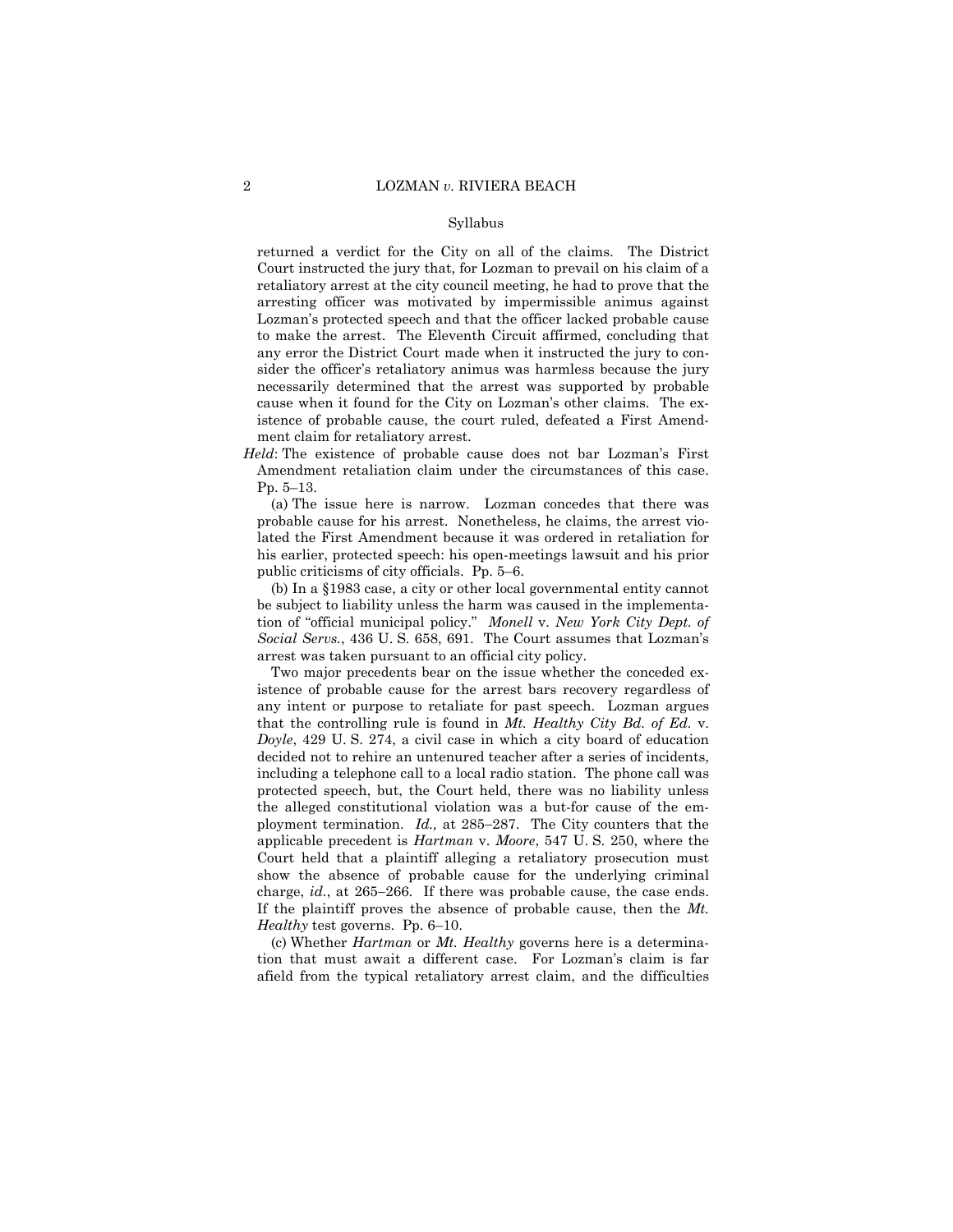## Syllabus

returned a verdict for the City on all of the claims. The District Court instructed the jury that, for Lozman to prevail on his claim of a retaliatory arrest at the city council meeting, he had to prove that the arresting officer was motivated by impermissible animus against Lozman's protected speech and that the officer lacked probable cause to make the arrest. The Eleventh Circuit affirmed, concluding that any error the District Court made when it instructed the jury to consider the officer's retaliatory animus was harmless because the jury necessarily determined that the arrest was supported by probable cause when it found for the City on Lozman's other claims. The existence of probable cause, the court ruled, defeated a First Amendment claim for retaliatory arrest.

*Held*: The existence of probable cause does not bar Lozman's First Amendment retaliation claim under the circumstances of this case. Pp. 5–13.

(a) The issue here is narrow. Lozman concedes that there was probable cause for his arrest. Nonetheless, he claims, the arrest violated the First Amendment because it was ordered in retaliation for his earlier, protected speech: his open-meetings lawsuit and his prior public criticisms of city officials. Pp. 5–6.

(b) In a §1983 case, a city or other local governmental entity cannot be subject to liability unless the harm was caused in the implementation of "official municipal policy." *Monell* v. *New York City Dept. of Social Servs.*, 436 U. S. 658, 691. The Court assumes that Lozman's arrest was taken pursuant to an official city policy.

Two major precedents bear on the issue whether the conceded existence of probable cause for the arrest bars recovery regardless of any intent or purpose to retaliate for past speech. Lozman argues that the controlling rule is found in *Mt. Healthy City Bd. of Ed.* v. *Doyle*, 429 U. S. 274, a civil case in which a city board of education decided not to rehire an untenured teacher after a series of incidents, including a telephone call to a local radio station. The phone call was protected speech, but, the Court held, there was no liability unless the alleged constitutional violation was a but-for cause of the employment termination. *Id.,* at 285–287. The City counters that the applicable precedent is *Hartman* v. *Moore*, 547 U. S. 250, where the Court held that a plaintiff alleging a retaliatory prosecution must show the absence of probable cause for the underlying criminal charge, *id.*, at 265–266. If there was probable cause, the case ends. If the plaintiff proves the absence of probable cause, then the *Mt. Healthy* test governs. Pp. 6–10.

(c) Whether *Hartman* or *Mt. Healthy* governs here is a determination that must await a different case. For Lozman's claim is far afield from the typical retaliatory arrest claim, and the difficulties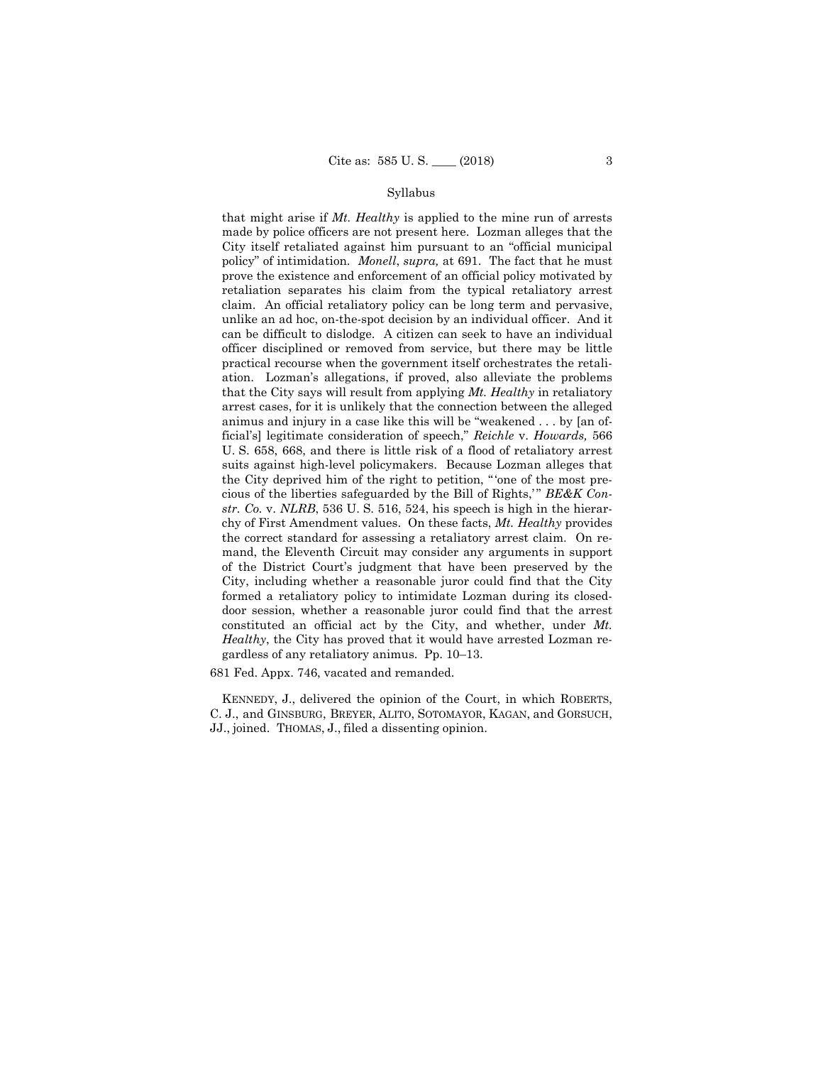that might arise if *Mt. Healthy* is applied to the mine run of arrests made by police officers are not present here. Lozman alleges that the City itself retaliated against him pursuant to an "official municipal policy" of intimidation. *Monell*, *supra,* at 691. The fact that he must prove the existence and enforcement of an official policy motivated by retaliation separates his claim from the typical retaliatory arrest claim. An official retaliatory policy can be long term and pervasive, unlike an ad hoc, on-the-spot decision by an individual officer. And it can be difficult to dislodge. A citizen can seek to have an individual officer disciplined or removed from service, but there may be little practical recourse when the government itself orchestrates the retaliation. Lozman's allegations, if proved, also alleviate the problems that the City says will result from applying *Mt. Healthy* in retaliatory arrest cases, for it is unlikely that the connection between the alleged animus and injury in a case like this will be "weakened . . . by [an official's] legitimate consideration of speech," *Reichle* v. *Howards,* 566 U. S. 658, 668, and there is little risk of a flood of retaliatory arrest suits against high-level policymakers. Because Lozman alleges that the City deprived him of the right to petition, "'one of the most precious of the liberties safeguarded by the Bill of Rights,'" *BE&K Constr. Co.* v. *NLRB*, 536 U. S. 516, 524, his speech is high in the hierarchy of First Amendment values. On these facts, *Mt. Healthy* provides the correct standard for assessing a retaliatory arrest claim. On remand, the Eleventh Circuit may consider any arguments in support of the District Court's judgment that have been preserved by the City, including whether a reasonable juror could find that the City formed a retaliatory policy to intimidate Lozman during its closed-door session, whether a reasonable juror could find that the arrest constituted an official act by the City, and whether, under *Mt. Healthy*, the City has proved that it would have arrested Lozman regardless of any retaliatory animus. Pp. 10–13.

681 Fed. Appx. 746, vacated and remanded.

KENNEDY, J., delivered the opinion of the Court, in which ROBERTS, C. J., and GINSBURG, BREYER, ALITO, SOTOMAYOR, KAGAN, and GORSUCH, JJ., joined. THOMAS, J., filed a dissenting opinion.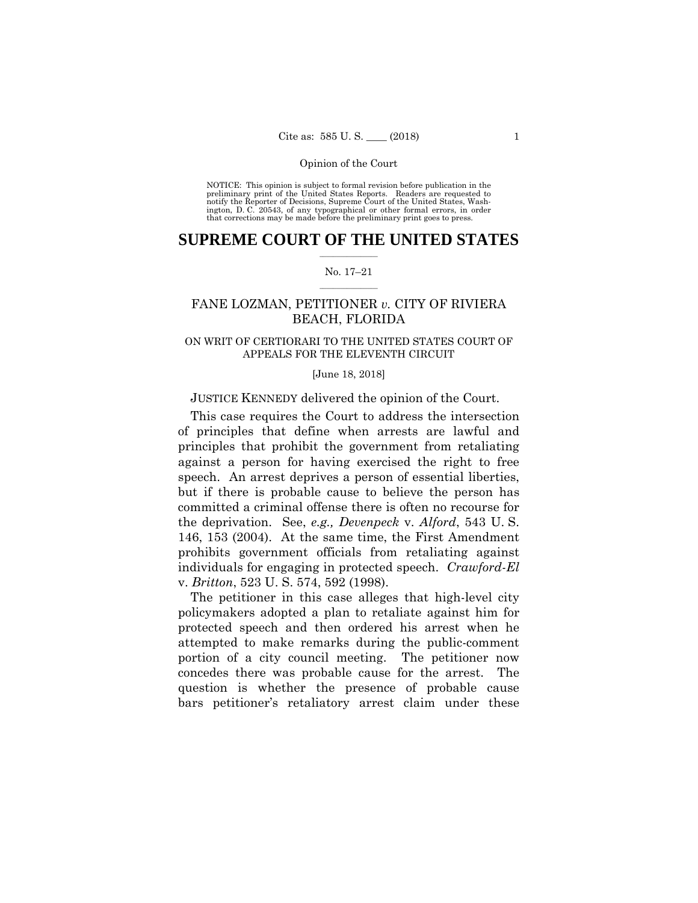NOTICE: This opinion is subject to formal revision before publication in the preliminary print of the United States Reports. Readers are requested to notify the Reporter of Decisions, Supreme Court of the United States, Washington, D. C. 20543, of any typographical or other formal errors, in order that corrections may be made before the preliminary print goes to press.

# SUPREME COURT OF THE UNITED STATES

No. 17–21

## FANE LOZMAN, PETITIONER *v.* CITY OF RIVIERA BEACH, FLORIDA

ON WRIT OF CERTIORARI TO THE UNITED STATES COURT OF APPEALS FOR THE ELEVENTH CIRCUIT

[June 18, 2018]

JUSTICE KENNEDY delivered the opinion of the Court.

This case requires the Court to address the intersection of principles that define when arrests are lawful and principles that prohibit the government from retaliating against a person for having exercised the right to free speech. An arrest deprives a person of essential liberties, but if there is probable cause to believe the person has committed a criminal offense there is often no recourse for the deprivation. See, *e.g., Devenpeck* v. *Alford*, 543 U. S. 146, 153 (2004). At the same time, the First Amendment prohibits government officials from retaliating against individuals for engaging in protected speech. *Crawford-El* v. *Britton*, 523 U. S. 574, 592 (1998).

The petitioner in this case alleges that high-level city policymakers adopted a plan to retaliate against him for protected speech and then ordered his arrest when he attempted to make remarks during the public-comment portion of a city council meeting. The petitioner now concedes there was probable cause for the arrest. The question is whether the presence of probable cause bars petitioner's retaliatory arrest claim under these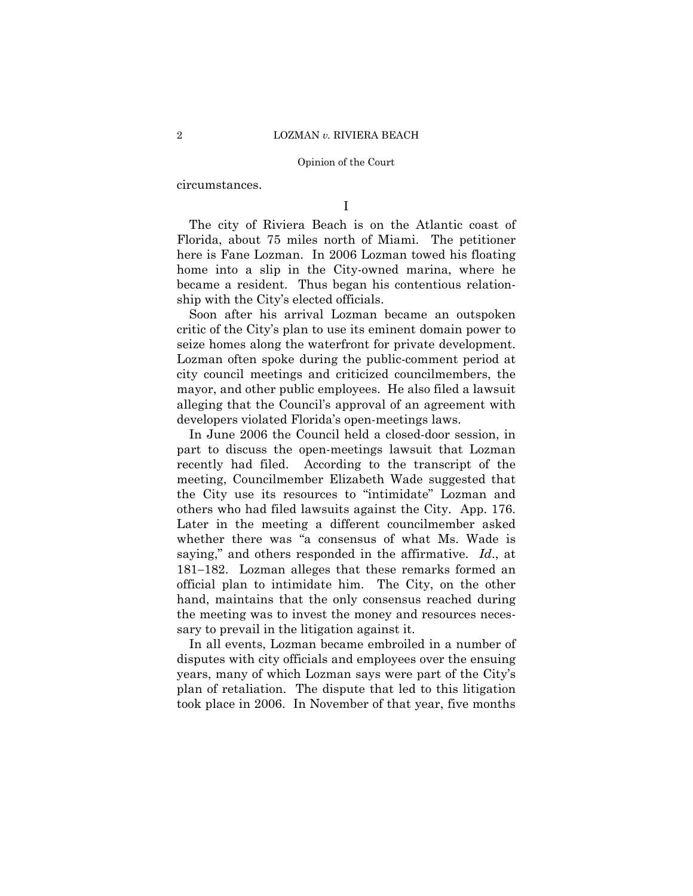circumstances.

I

The city of Riviera Beach is on the Atlantic coast of Florida, about 75 miles north of Miami. The petitioner here is Fane Lozman. In 2006 Lozman towed his floating home into a slip in the City-owned marina, where he became a resident. Thus began his contentious relationship with the City's elected officials.

Soon after his arrival Lozman became an outspoken critic of the City's plan to use its eminent domain power to seize homes along the waterfront for private development. Lozman often spoke during the public-comment period at city council meetings and criticized councilmembers, the mayor, and other public employees. He also filed a lawsuit alleging that the Council's approval of an agreement with developers violated Florida's open-meetings laws.

In June 2006 the Council held a closed-door session, in part to discuss the open-meetings lawsuit that Lozman recently had filed. According to the transcript of the meeting, Councilmember Elizabeth Wade suggested that the City use its resources to "intimidate" Lozman and others who had filed lawsuits against the City. App. 176. Later in the meeting a different councilmember asked whether there was "a consensus of what Ms. Wade is saying," and others responded in the affirmative. *Id*., at 181–182. Lozman alleges that these remarks formed an official plan to intimidate him. The City, on the other hand, maintains that the only consensus reached during the meeting was to invest the money and resources necessary to prevail in the litigation against it.

In all events, Lozman became embroiled in a number of disputes with city officials and employees over the ensuing years, many of which Lozman says were part of the City's plan of retaliation. The dispute that led to this litigation took place in 2006. In November of that year, five months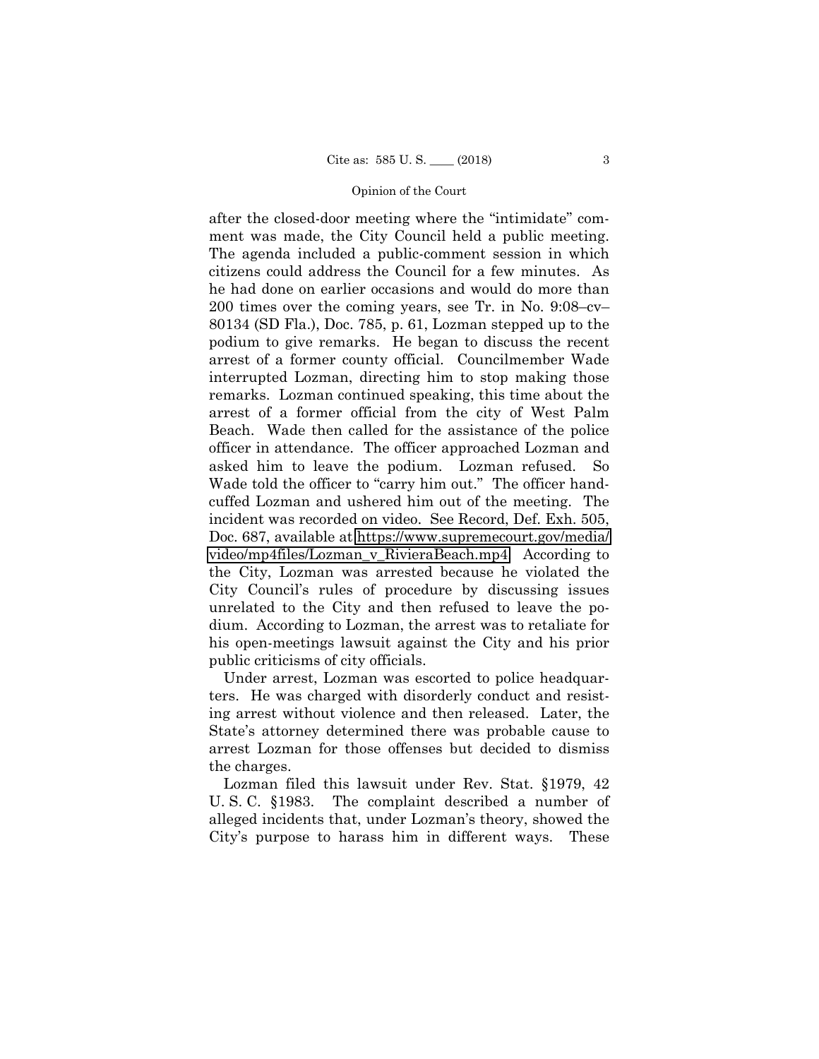after the closed-door meeting where the "intimidate" comment was made, the City Council held a public meeting. The agenda included a public-comment session in which citizens could address the Council for a few minutes. As he had done on earlier occasions and would do more than 200 times over the coming years, see Tr. in No. 9:08–cv–80134 (SD Fla.), Doc. 785, p. 61, Lozman stepped up to the podium to give remarks. He began to discuss the recent arrest of a former county official. Councilmember Wade interrupted Lozman, directing him to stop making those remarks. Lozman continued speaking, this time about the arrest of a former official from the city of West Palm Beach. Wade then called for the assistance of the police officer in attendance. The officer approached Lozman and asked him to leave the podium. Lozman refused. So Wade told the officer to "carry him out." The officer handcuffed Lozman and ushered him out of the meeting. The incident was recorded on video. See Record, Def. Exh. 505, Doc. 687, available at https://www.supremecourt.gov/media/video/mp4files/Lozman_v_RivieraBeach.mp4. According to the City, Lozman was arrested because he violated the City Council's rules of procedure by discussing issues unrelated to the City and then refused to leave the podium. According to Lozman, the arrest was to retaliate for his open-meetings lawsuit against the City and his prior public criticisms of city officials.

Under arrest, Lozman was escorted to police headquarters. He was charged with disorderly conduct and resisting arrest without violence and then released. Later, the State's attorney determined there was probable cause to arrest Lozman for those offenses but decided to dismiss the charges.

Lozman filed this lawsuit under Rev. Stat. §1979, 42 U. S. C. §1983. The complaint described a number of alleged incidents that, under Lozman's theory, showed the City's purpose to harass him in different ways. These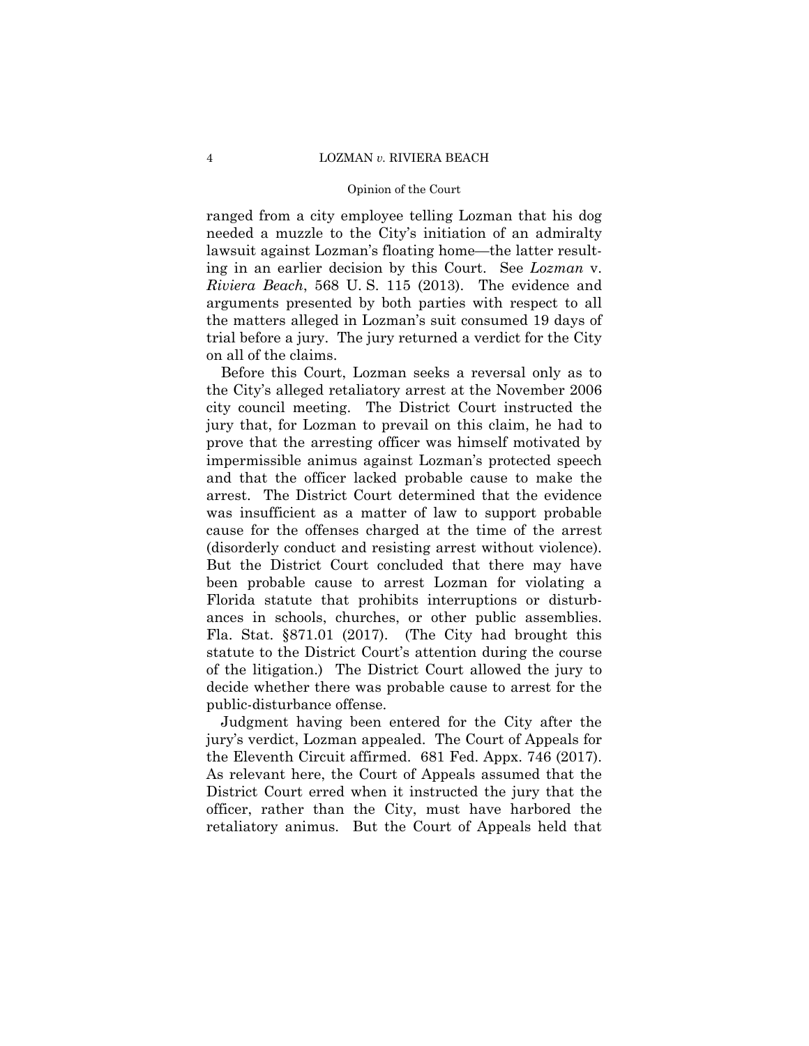ranged from a city employee telling Lozman that his dog needed a muzzle to the City's initiation of an admiralty lawsuit against Lozman's floating home—the latter resulting in an earlier decision by this Court. See *Lozman* v. *Riviera Beach*, 568 U. S. 115 (2013). The evidence and arguments presented by both parties with respect to all the matters alleged in Lozman's suit consumed 19 days of trial before a jury. The jury returned a verdict for the City on all of the claims.

Before this Court, Lozman seeks a reversal only as to the City's alleged retaliatory arrest at the November 2006 city council meeting. The District Court instructed the jury that, for Lozman to prevail on this claim, he had to prove that the arresting officer was himself motivated by impermissible animus against Lozman's protected speech and that the officer lacked probable cause to make the arrest. The District Court determined that the evidence was insufficient as a matter of law to support probable cause for the offenses charged at the time of the arrest (disorderly conduct and resisting arrest without violence). But the District Court concluded that there may have been probable cause to arrest Lozman for violating a Florida statute that prohibits interruptions or disturbances in schools, churches, or other public assemblies. Fla. Stat. §871.01 (2017). (The City had brought this statute to the District Court's attention during the course of the litigation.) The District Court allowed the jury to decide whether there was probable cause to arrest for the public-disturbance offense.

Judgment having been entered for the City after the jury's verdict, Lozman appealed. The Court of Appeals for the Eleventh Circuit affirmed. 681 Fed. Appx. 746 (2017). As relevant here, the Court of Appeals assumed that the District Court erred when it instructed the jury that the officer, rather than the City, must have harbored the retaliatory animus. But the Court of Appeals held that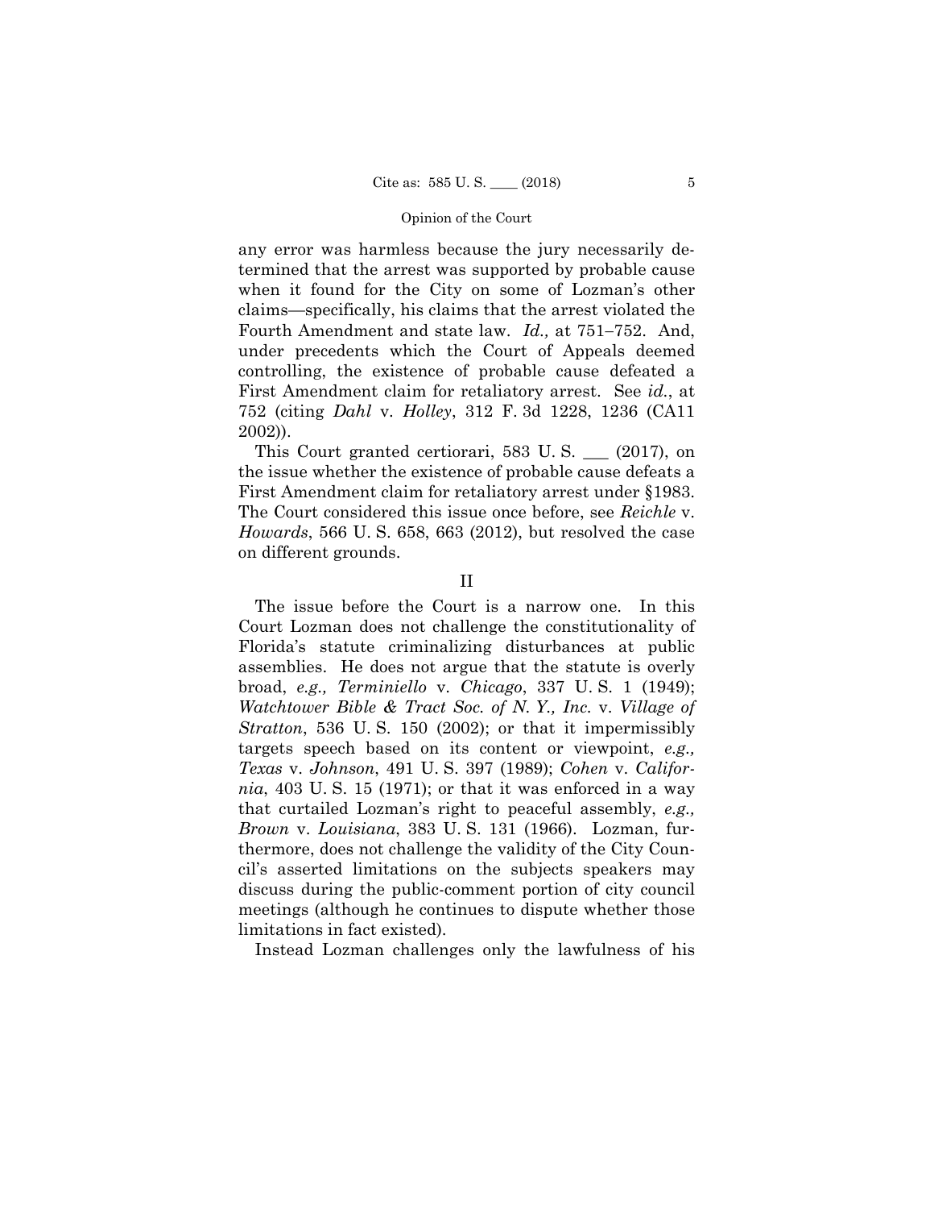any error was harmless because the jury necessarily determined that the arrest was supported by probable cause when it found for the City on some of Lozman's other claims—specifically, his claims that the arrest violated the Fourth Amendment and state law. *Id.,* at 751–752. And, under precedents which the Court of Appeals deemed controlling, the existence of probable cause defeated a First Amendment claim for retaliatory arrest. See *id.*, at 752 (citing *Dahl* v. *Holley*, 312 F. 3d 1228, 1236 (CA11 2002)).

This Court granted certiorari, 583 U. S. ___ (2017), on the issue whether the existence of probable cause defeats a First Amendment claim for retaliatory arrest under §1983. The Court considered this issue once before, see *Reichle* v. *Howards*, 566 U. S. 658, 663 (2012), but resolved the case on different grounds.

## II

The issue before the Court is a narrow one. In this Court Lozman does not challenge the constitutionality of Florida's statute criminalizing disturbances at public assemblies. He does not argue that the statute is overly broad, *e.g., Terminiello* v. *Chicago*, 337 U. S. 1 (1949); *Watchtower Bible & Tract Soc. of N. Y., Inc.* v. *Village of Stratton*, 536 U. S. 150 (2002); or that it impermissibly targets speech based on its content or viewpoint, *e.g., Texas* v. *Johnson*, 491 U. S. 397 (1989); *Cohen* v. *California*, 403 U. S. 15 (1971); or that it was enforced in a way that curtailed Lozman's right to peaceful assembly, *e.g., Brown* v. *Louisiana*, 383 U. S. 131 (1966). Lozman, furthermore, does not challenge the validity of the City Council's asserted limitations on the subjects speakers may discuss during the public-comment portion of city council meetings (although he continues to dispute whether those limitations in fact existed).

Instead Lozman challenges only the lawfulness of his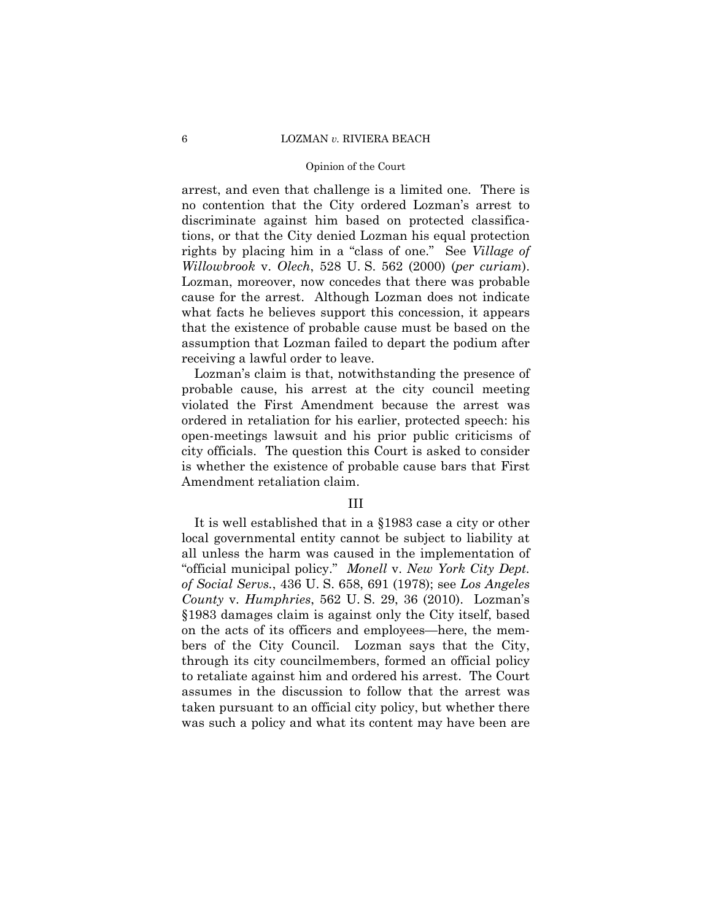arrest, and even that challenge is a limited one. There is no contention that the City ordered Lozman's arrest to discriminate against him based on protected classifications, or that the City denied Lozman his equal protection rights by placing him in a "class of one." See *Village of Willowbrook* v. *Olech*, 528 U. S. 562 (2000) (*per curiam*). Lozman, moreover, now concedes that there was probable cause for the arrest. Although Lozman does not indicate what facts he believes support this concession, it appears that the existence of probable cause must be based on the assumption that Lozman failed to depart the podium after receiving a lawful order to leave.

Lozman's claim is that, notwithstanding the presence of probable cause, his arrest at the city council meeting violated the First Amendment because the arrest was ordered in retaliation for his earlier, protected speech: his open-meetings lawsuit and his prior public criticisms of city officials. The question this Court is asked to consider is whether the existence of probable cause bars that First Amendment retaliation claim.

## III

It is well established that in a §1983 case a city or other local governmental entity cannot be subject to liability at all unless the harm was caused in the implementation of "official municipal policy." *Monell* v. *New York City Dept. of Social Servs.*, 436 U. S. 658, 691 (1978); see *Los Angeles County* v. *Humphries*, 562 U. S. 29, 36 (2010). Lozman's §1983 damages claim is against only the City itself, based on the acts of its officers and employees—here, the members of the City Council. Lozman says that the City, through its city councilmembers, formed an official policy to retaliate against him and ordered his arrest. The Court assumes in the discussion to follow that the arrest was taken pursuant to an official city policy, but whether there was such a policy and what its content may have been are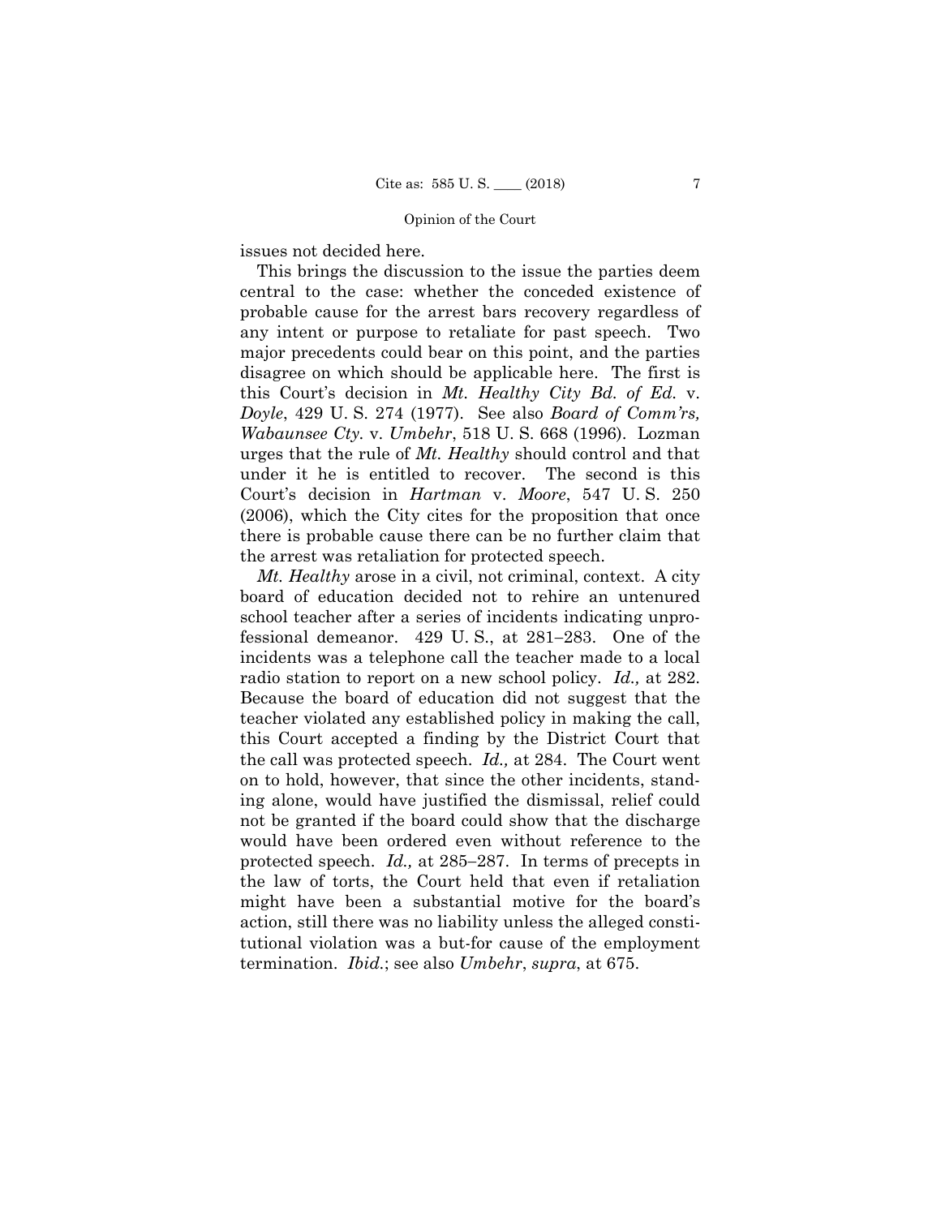issues not decided here.

This brings the discussion to the issue the parties deem central to the case: whether the conceded existence of probable cause for the arrest bars recovery regardless of any intent or purpose to retaliate for past speech. Two major precedents could bear on this point, and the parties disagree on which should be applicable here. The first is this Court's decision in *Mt. Healthy City Bd. of Ed.* v. *Doyle*, 429 U. S. 274 (1977). See also *Board of Comm'rs, Wabaunsee Cty.* v. *Umbehr*, 518 U. S. 668 (1996). Lozman urges that the rule of *Mt. Healthy* should control and that under it he is entitled to recover. The second is this Court's decision in *Hartman* v. *Moore*, 547 U. S. 250 (2006), which the City cites for the proposition that once there is probable cause there can be no further claim that the arrest was retaliation for protected speech.

*Mt. Healthy* arose in a civil, not criminal, context. A city board of education decided not to rehire an untenured school teacher after a series of incidents indicating unprofessional demeanor. 429 U. S., at 281–283. One of the incidents was a telephone call the teacher made to a local radio station to report on a new school policy. *Id.,* at 282. Because the board of education did not suggest that the teacher violated any established policy in making the call, this Court accepted a finding by the District Court that the call was protected speech. *Id.,* at 284. The Court went on to hold, however, that since the other incidents, standing alone, would have justified the dismissal, relief could not be granted if the board could show that the discharge would have been ordered even without reference to the protected speech. *Id.,* at 285–287. In terms of precepts in the law of torts, the Court held that even if retaliation might have been a substantial motive for the board's action, still there was no liability unless the alleged constitutional violation was a but-for cause of the employment termination. *Ibid.*; see also *Umbehr*, *supra*, at 675.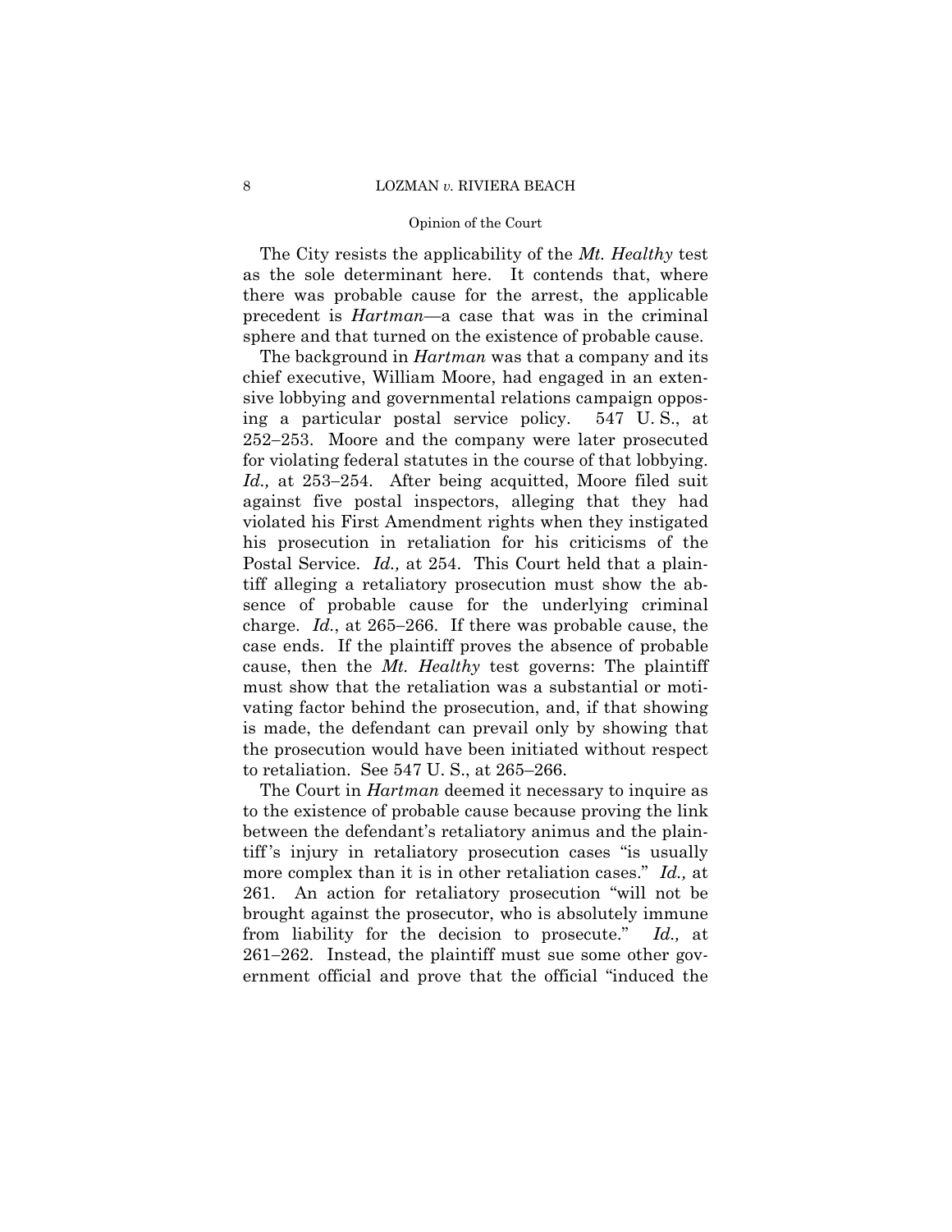The City resists the applicability of the *Mt. Healthy* test as the sole determinant here. It contends that, where there was probable cause for the arrest, the applicable precedent is *Hartman*—a case that was in the criminal sphere and that turned on the existence of probable cause.

The background in *Hartman* was that a company and its chief executive, William Moore, had engaged in an extensive lobbying and governmental relations campaign opposing a particular postal service policy. 547 U. S., at 252–253. Moore and the company were later prosecuted for violating federal statutes in the course of that lobbying. *Id.,* at 253–254. After being acquitted, Moore filed suit against five postal inspectors, alleging that they had violated his First Amendment rights when they instigated his prosecution in retaliation for his criticisms of the Postal Service. *Id.,* at 254. This Court held that a plaintiff alleging a retaliatory prosecution must show the absence of probable cause for the underlying criminal charge. *Id.*, at 265–266. If there was probable cause, the case ends. If the plaintiff proves the absence of probable cause, then the *Mt. Healthy* test governs: The plaintiff must show that the retaliation was a substantial or motivating factor behind the prosecution, and, if that showing is made, the defendant can prevail only by showing that the prosecution would have been initiated without respect to retaliation. See 547 U. S., at 265–266.

The Court in *Hartman* deemed it necessary to inquire as to the existence of probable cause because proving the link between the defendant's retaliatory animus and the plaintiff's injury in retaliatory prosecution cases "is usually more complex than it is in other retaliation cases." *Id.,* at 261. An action for retaliatory prosecution "will not be brought against the prosecutor, who is absolutely immune from liability for the decision to prosecute." *Id.,* at 261–262. Instead, the plaintiff must sue some other government official and prove that the official "induced the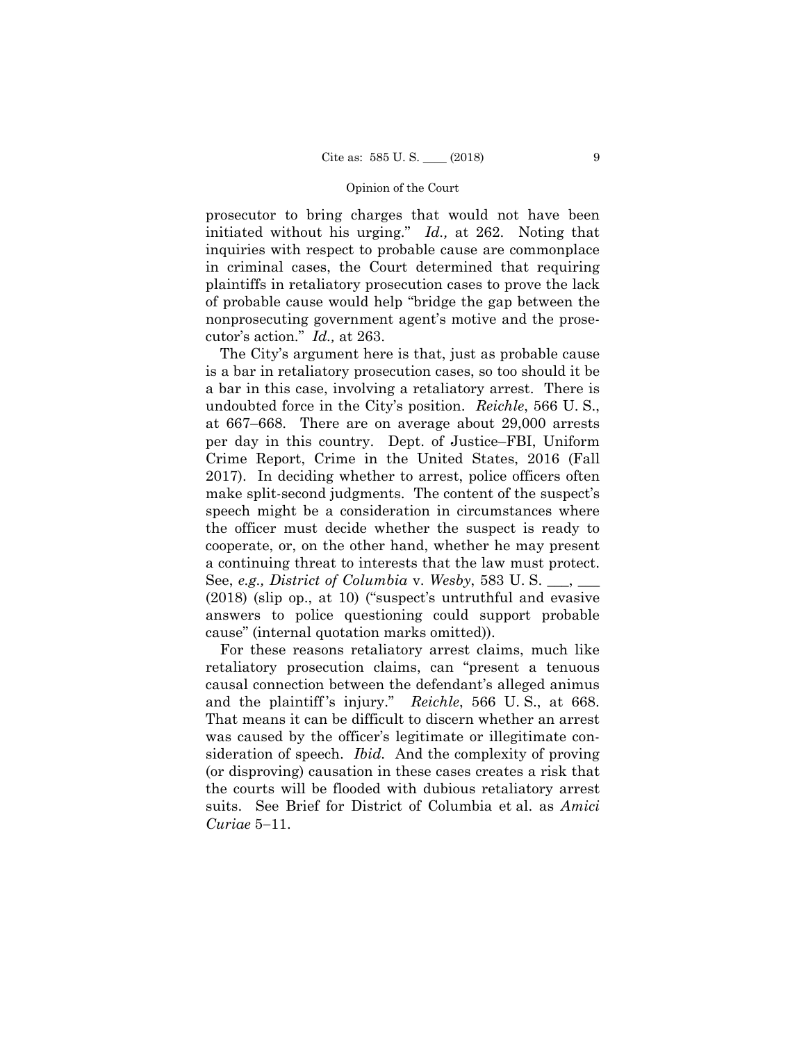prosecutor to bring charges that would not have been initiated without his urging." *Id.,* at 262. Noting that inquiries with respect to probable cause are commonplace in criminal cases, the Court determined that requiring plaintiffs in retaliatory prosecution cases to prove the lack of probable cause would help "bridge the gap between the nonprosecuting government agent's motive and the prosecutor's action." *Id.,* at 263.

The City's argument here is that, just as probable cause is a bar in retaliatory prosecution cases, so too should it be a bar in this case, involving a retaliatory arrest. There is undoubted force in the City's position. *Reichle*, 566 U. S., at 667–668. There are on average about 29,000 arrests per day in this country. Dept. of Justice–FBI, Uniform Crime Report, Crime in the United States, 2016 (Fall 2017). In deciding whether to arrest, police officers often make split-second judgments. The content of the suspect's speech might be a consideration in circumstances where the officer must decide whether the suspect is ready to cooperate, or, on the other hand, whether he may present a continuing threat to interests that the law must protect. See, *e.g., District of Columbia* v. *Wesby*, 583 U. S. \_\_\_, \_\_\_ (2018) (slip op., at 10) ("suspect's untruthful and evasive answers to police questioning could support probable cause" (internal quotation marks omitted)).

For these reasons retaliatory arrest claims, much like retaliatory prosecution claims, can "present a tenuous causal connection between the defendant's alleged animus and the plaintiff's injury." *Reichle*, 566 U. S., at 668. That means it can be difficult to discern whether an arrest was caused by the officer's legitimate or illegitimate consideration of speech. *Ibid.* And the complexity of proving (or disproving) causation in these cases creates a risk that the courts will be flooded with dubious retaliatory arrest suits. See Brief for District of Columbia et al. as *Amici Curiae* 5–11.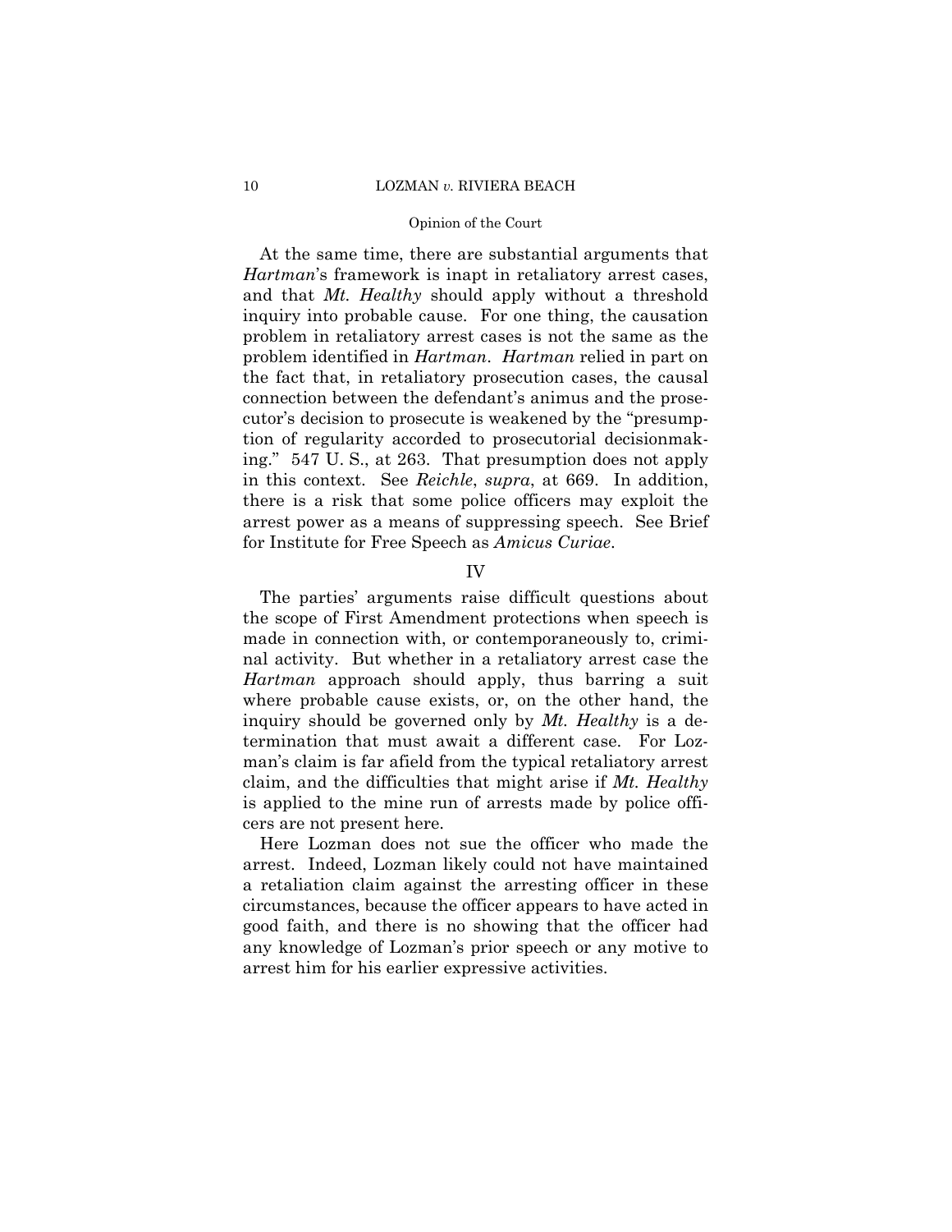At the same time, there are substantial arguments that *Hartman*'s framework is inapt in retaliatory arrest cases, and that *Mt. Healthy* should apply without a threshold inquiry into probable cause. For one thing, the causation problem in retaliatory arrest cases is not the same as the problem identified in *Hartman*. *Hartman* relied in part on the fact that, in retaliatory prosecution cases, the causal connection between the defendant's animus and the prosecutor's decision to prosecute is weakened by the "presumption of regularity accorded to prosecutorial decisionmaking." 547 U. S., at 263. That presumption does not apply in this context. See *Reichle*, *supra*, at 669. In addition, there is a risk that some police officers may exploit the arrest power as a means of suppressing speech. See Brief for Institute for Free Speech as *Amicus Curiae*.

## IV

The parties' arguments raise difficult questions about the scope of First Amendment protections when speech is made in connection with, or contemporaneously to, criminal activity. But whether in a retaliatory arrest case the *Hartman* approach should apply, thus barring a suit where probable cause exists, or, on the other hand, the inquiry should be governed only by *Mt. Healthy* is a determination that must await a different case. For Lozman's claim is far afield from the typical retaliatory arrest claim, and the difficulties that might arise if *Mt. Healthy* is applied to the mine run of arrests made by police officers are not present here.

Here Lozman does not sue the officer who made the arrest. Indeed, Lozman likely could not have maintained a retaliation claim against the arresting officer in these circumstances, because the officer appears to have acted in good faith, and there is no showing that the officer had any knowledge of Lozman's prior speech or any motive to arrest him for his earlier expressive activities.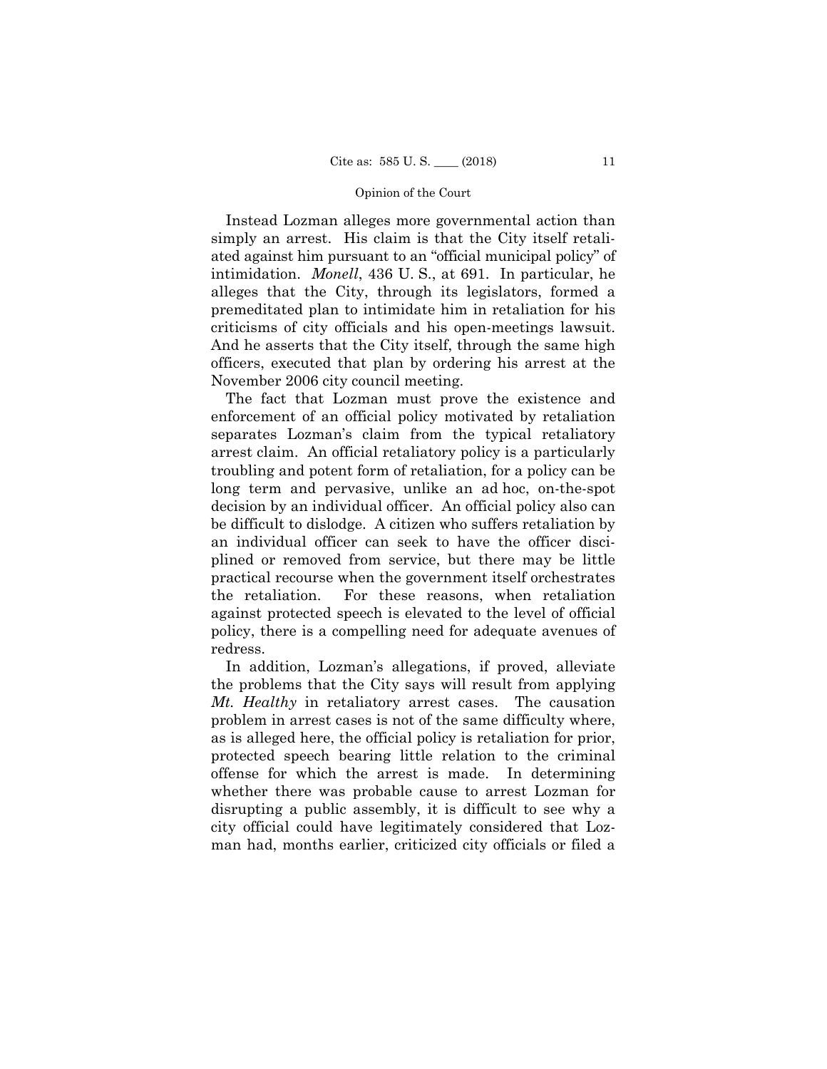Instead Lozman alleges more governmental action than simply an arrest. His claim is that the City itself retaliated against him pursuant to an "official municipal policy" of intimidation. *Monell*, 436 U. S., at 691. In particular, he alleges that the City, through its legislators, formed a premeditated plan to intimidate him in retaliation for his criticisms of city officials and his open-meetings lawsuit. And he asserts that the City itself, through the same high officers, executed that plan by ordering his arrest at the November 2006 city council meeting.

The fact that Lozman must prove the existence and enforcement of an official policy motivated by retaliation separates Lozman's claim from the typical retaliatory arrest claim. An official retaliatory policy is a particularly troubling and potent form of retaliation, for a policy can be long term and pervasive, unlike an ad hoc, on-the-spot decision by an individual officer. An official policy also can be difficult to dislodge. A citizen who suffers retaliation by an individual officer can seek to have the officer disciplined or removed from service, but there may be little practical recourse when the government itself orchestrates the retaliation. For these reasons, when retaliation against protected speech is elevated to the level of official policy, there is a compelling need for adequate avenues of redress.

In addition, Lozman's allegations, if proved, alleviate the problems that the City says will result from applying *Mt. Healthy* in retaliatory arrest cases. The causation problem in arrest cases is not of the same difficulty where, as is alleged here, the official policy is retaliation for prior, protected speech bearing little relation to the criminal offense for which the arrest is made. In determining whether there was probable cause to arrest Lozman for disrupting a public assembly, it is difficult to see why a city official could have legitimately considered that Lozman had, months earlier, criticized city officials or filed a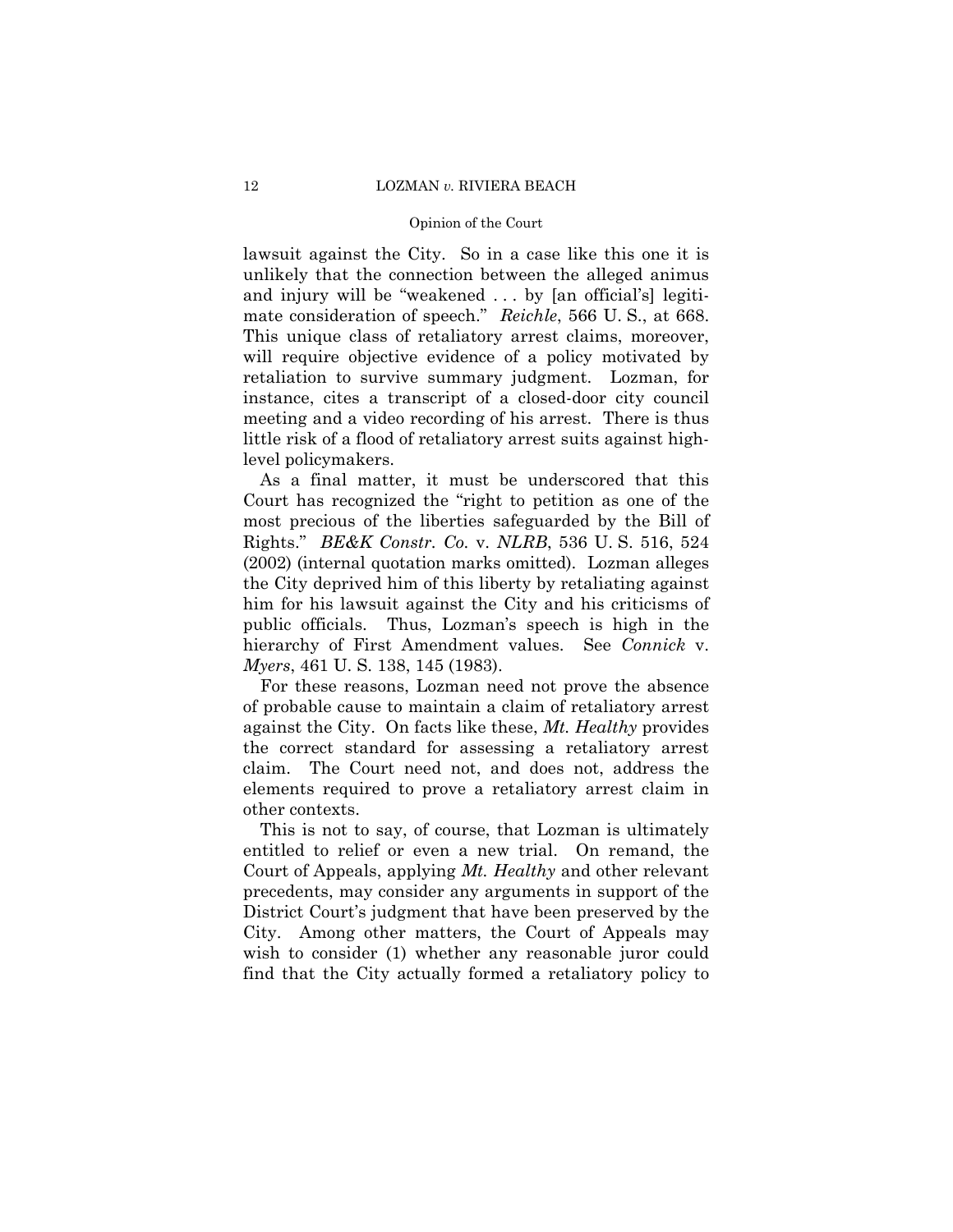lawsuit against the City. So in a case like this one it is unlikely that the connection between the alleged animus and injury will be "weakened . . . by [an official's] legitimate consideration of speech." *Reichle*, 566 U. S., at 668. This unique class of retaliatory arrest claims, moreover, will require objective evidence of a policy motivated by retaliation to survive summary judgment. Lozman, for instance, cites a transcript of a closed-door city council meeting and a video recording of his arrest. There is thus little risk of a flood of retaliatory arrest suits against high-level policymakers.

As a final matter, it must be underscored that this Court has recognized the "right to petition as one of the most precious of the liberties safeguarded by the Bill of Rights." *BE&K Constr. Co.* v. *NLRB*, 536 U. S. 516, 524 (2002) (internal quotation marks omitted). Lozman alleges the City deprived him of this liberty by retaliating against him for his lawsuit against the City and his criticisms of public officials. Thus, Lozman's speech is high in the hierarchy of First Amendment values. See *Connick* v. *Myers*, 461 U. S. 138, 145 (1983).

For these reasons, Lozman need not prove the absence of probable cause to maintain a claim of retaliatory arrest against the City. On facts like these, *Mt. Healthy* provides the correct standard for assessing a retaliatory arrest claim. The Court need not, and does not, address the elements required to prove a retaliatory arrest claim in other contexts.

This is not to say, of course, that Lozman is ultimately entitled to relief or even a new trial. On remand, the Court of Appeals, applying *Mt. Healthy* and other relevant precedents, may consider any arguments in support of the District Court's judgment that have been preserved by the City. Among other matters, the Court of Appeals may wish to consider (1) whether any reasonable juror could find that the City actually formed a retaliatory policy to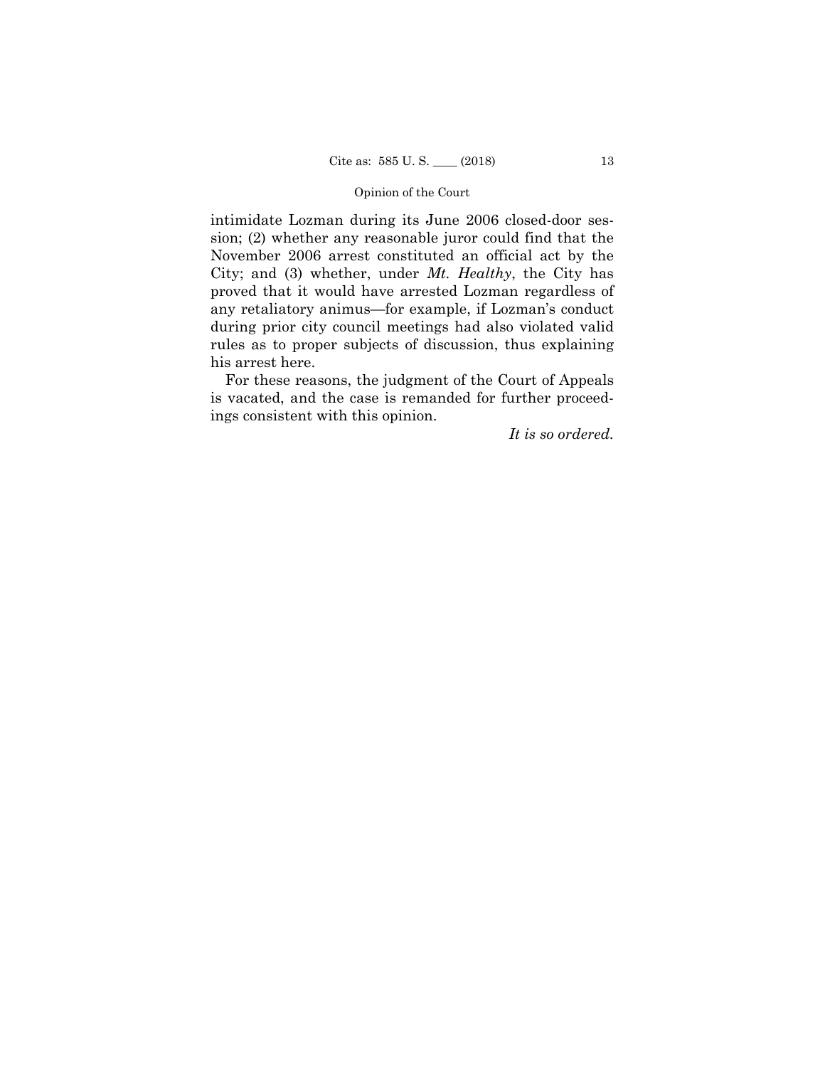intimidate Lozman during its June 2006 closed-door session; (2) whether any reasonable juror could find that the November 2006 arrest constituted an official act by the City; and (3) whether, under *Mt. Healthy*, the City has proved that it would have arrested Lozman regardless of any retaliatory animus—for example, if Lozman's conduct during prior city council meetings had also violated valid rules as to proper subjects of discussion, thus explaining his arrest here.

For these reasons, the judgment of the Court of Appeals is vacated, and the case is remanded for further proceedings consistent with this opinion.

*It is so ordered.*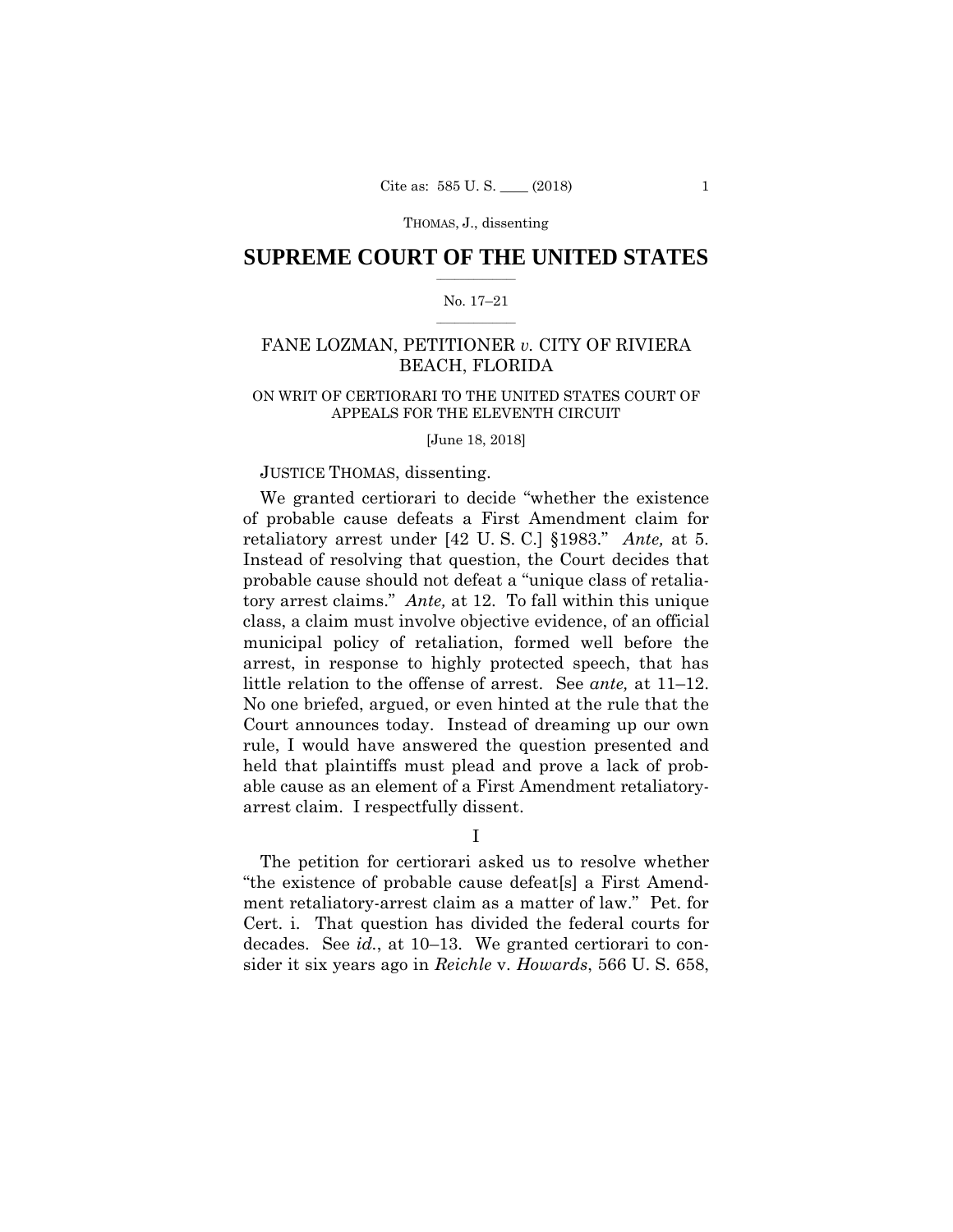## SUPREME COURT OF THE UNITED STATES

No. 17–21

FANE LOZMAN, PETITIONER *v.* CITY OF RIVIERA BEACH, FLORIDA

ON WRIT OF CERTIORARI TO THE UNITED STATES COURT OF APPEALS FOR THE ELEVENTH CIRCUIT

[June 18, 2018]

JUSTICE THOMAS, dissenting.

We granted certiorari to decide "whether the existence of probable cause defeats a First Amendment claim for retaliatory arrest under [42 U. S. C.] §1983." *Ante,* at 5. Instead of resolving that question, the Court decides that probable cause should not defeat a "unique class of retaliatory arrest claims." *Ante,* at 12. To fall within this unique class, a claim must involve objective evidence, of an official municipal policy of retaliation, formed well before the arrest, in response to highly protected speech, that has little relation to the offense of arrest. See *ante,* at 11–12. No one briefed, argued, or even hinted at the rule that the Court announces today. Instead of dreaming up our own rule, I would have answered the question presented and held that plaintiffs must plead and prove a lack of probable cause as an element of a First Amendment retaliatory-arrest claim. I respectfully dissent.

I

The petition for certiorari asked us to resolve whether "the existence of probable cause defeat[s] a First Amendment retaliatory-arrest claim as a matter of law." Pet. for Cert. i. That question has divided the federal courts for decades. See *id.*, at 10–13. We granted certiorari to consider it six years ago in *Reichle* v. *Howards*, 566 U. S. 658,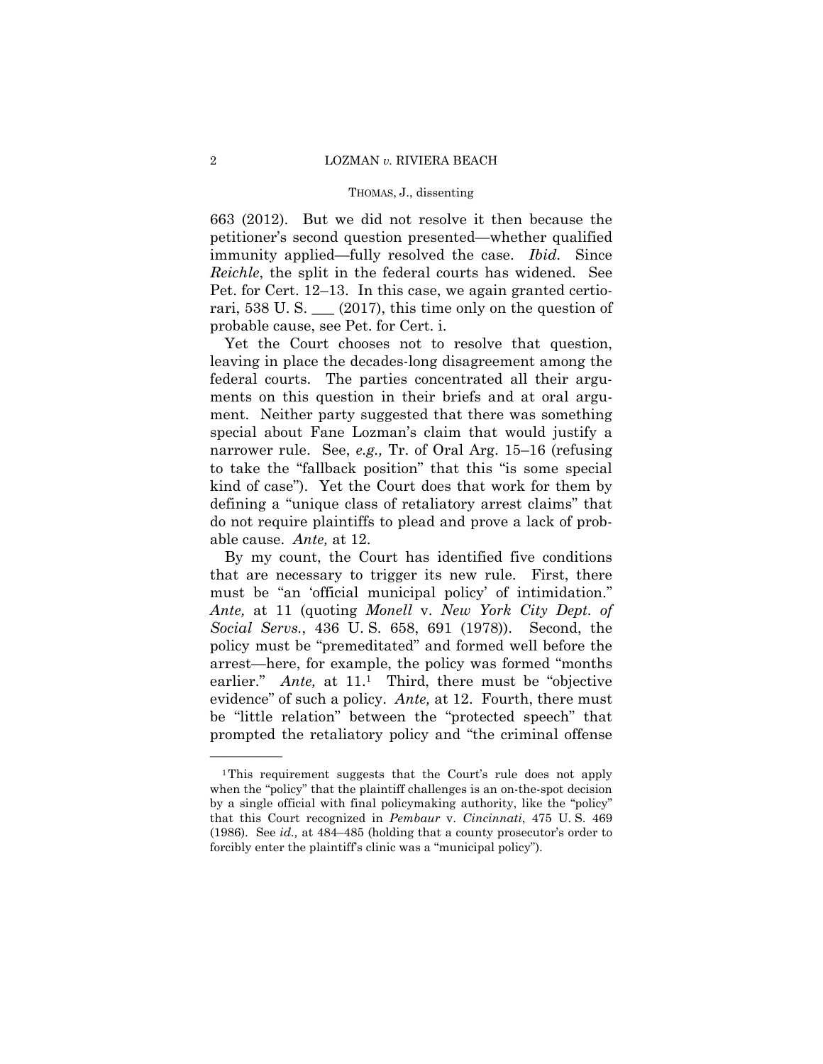663 (2012). But we did not resolve it then because the petitioner's second question presented—whether qualified immunity applied—fully resolved the case. *Ibid.* Since *Reichle*, the split in the federal courts has widened. See Pet. for Cert. 12–13. In this case, we again granted certiorari, 538 U. S. ___ (2017), this time only on the question of probable cause, see Pet. for Cert. i.

Yet the Court chooses not to resolve that question, leaving in place the decades-long disagreement among the federal courts. The parties concentrated all their arguments on this question in their briefs and at oral argument. Neither party suggested that there was something special about Fane Lozman's claim that would justify a narrower rule. See, *e.g.,* Tr. of Oral Arg. 15–16 (refusing to take the "fallback position" that this "is some special kind of case"). Yet the Court does that work for them by defining a "unique class of retaliatory arrest claims" that do not require plaintiffs to plead and prove a lack of probable cause. *Ante,* at 12.

By my count, the Court has identified five conditions that are necessary to trigger its new rule. First, there must be "an 'official municipal policy' of intimidation." *Ante,* at 11 (quoting *Monell* v. *New York City Dept. of Social Servs.*, 436 U. S. 658, 691 (1978)). Second, the policy must be "premeditated" and formed well before the arrest—here, for example, the policy was formed "months earlier." *Ante,* at 11.[1] Third, there must be "objective evidence" of such a policy. *Ante,* at 12. Fourth, there must be "little relation" between the "protected speech" that prompted the retaliatory policy and "the criminal offense

---

[1] This requirement suggests that the Court's rule does not apply when the "policy" that the plaintiff challenges is an on-the-spot decision by a single official with final policymaking authority, like the "policy" that this Court recognized in *Pembaur* v. *Cincinnati*, 475 U. S. 469 (1986). See *id.,* at 484–485 (holding that a county prosecutor's order to forcibly enter the plaintiff's clinic was a "municipal policy").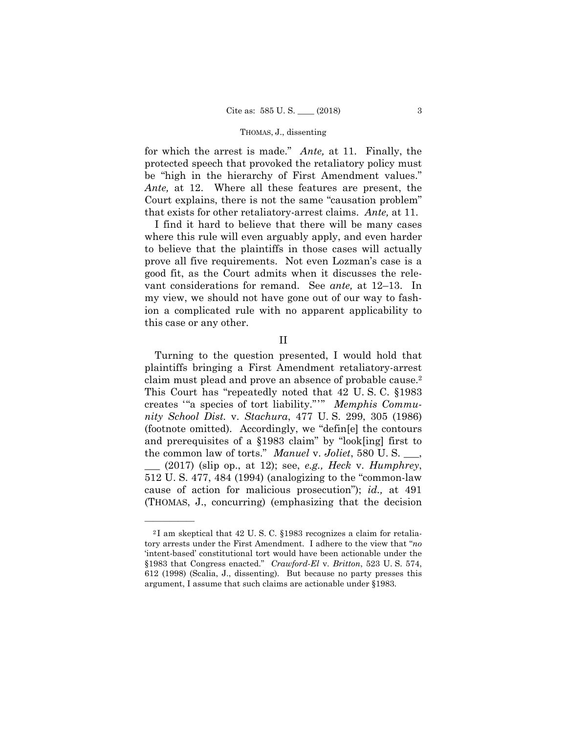for which the arrest is made." *Ante,* at 11. Finally, the protected speech that provoked the retaliatory policy must be "high in the hierarchy of First Amendment values." *Ante,* at 12. Where all these features are present, the Court explains, there is not the same "causation problem" that exists for other retaliatory-arrest claims. *Ante,* at 11.

I find it hard to believe that there will be many cases where this rule will even arguably apply, and even harder to believe that the plaintiffs in those cases will actually prove all five requirements. Not even Lozman's case is a good fit, as the Court admits when it discusses the relevant considerations for remand. See *ante,* at 12–13. In my view, we should not have gone out of our way to fashion a complicated rule with no apparent applicability to this case or any other.

## II

Turning to the question presented, I would hold that plaintiffs bringing a First Amendment retaliatory-arrest claim must plead and prove an absence of probable cause.[2] This Court has "repeatedly noted that 42 U. S. C. §1983 creates '"a species of tort liability."'" *Memphis Community School Dist.* v. *Stachura*, 477 U. S. 299, 305 (1986) (footnote omitted). Accordingly, we "defin[e] the contours and prerequisites of a §1983 claim" by "look[ing] first to the common law of torts." *Manuel* v. *Joliet*, 580 U. S. ___, ___ (2017) (slip op., at 12); see, *e.g., Heck* v. *Humphrey*, 512 U. S. 477, 484 (1994) (analogizing to the "common-law cause of action for malicious prosecution"); *id.,* at 491 (THOMAS, J., concurring) (emphasizing that the decision

---

[2] I am skeptical that 42 U. S. C. §1983 recognizes a claim for retaliatory arrests under the First Amendment. I adhere to the view that "*no* 'intent-based' constitutional tort would have been actionable under the §1983 that Congress enacted." *Crawford-El* v. *Britton*, 523 U. S. 574, 612 (1998) (Scalia, J., dissenting). But because no party presses this argument, I assume that such claims are actionable under §1983.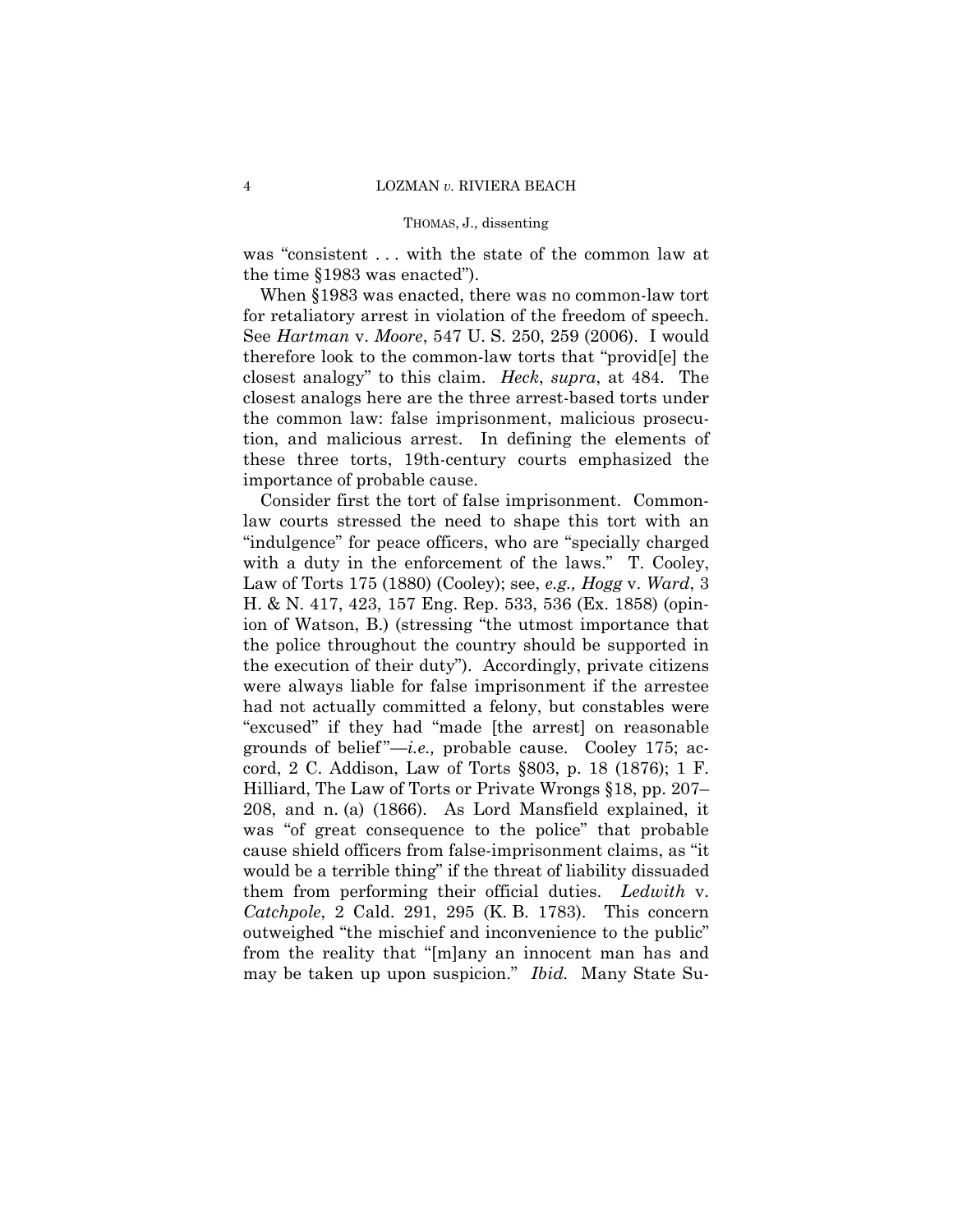was "consistent . . . with the state of the common law at the time §1983 was enacted").

When §1983 was enacted, there was no common-law tort for retaliatory arrest in violation of the freedom of speech. See *Hartman* v. *Moore*, 547 U. S. 250, 259 (2006). I would therefore look to the common-law torts that "provid[e] the closest analogy" to this claim. *Heck*, *supra*, at 484. The closest analogs here are the three arrest-based torts under the common law: false imprisonment, malicious prosecution, and malicious arrest. In defining the elements of these three torts, 19th-century courts emphasized the importance of probable cause.

Consider first the tort of false imprisonment. Common-law courts stressed the need to shape this tort with an "indulgence" for peace officers, who are "specially charged with a duty in the enforcement of the laws." T. Cooley, Law of Torts 175 (1880) (Cooley); see, *e.g., Hogg* v. *Ward*, 3 H. & N. 417, 423, 157 Eng. Rep. 533, 536 (Ex. 1858) (opinion of Watson, B.) (stressing "the utmost importance that the police throughout the country should be supported in the execution of their duty"). Accordingly, private citizens were always liable for false imprisonment if the arrestee had not actually committed a felony, but constables were "excused" if they had "made [the arrest] on reasonable grounds of belief"—*i.e.,* probable cause. Cooley 175; accord, 2 C. Addison, Law of Torts §803, p. 18 (1876); 1 F. Hilliard, The Law of Torts or Private Wrongs §18, pp. 207–208, and n. (a) (1866). As Lord Mansfield explained, it was "of great consequence to the police" that probable cause shield officers from false-imprisonment claims, as "it would be a terrible thing" if the threat of liability dissuaded them from performing their official duties. *Ledwith* v. *Catchpole*, 2 Cald. 291, 295 (K. B. 1783). This concern outweighed "the mischief and inconvenience to the public" from the reality that "[m]any an innocent man has and may be taken up upon suspicion." *Ibid.* Many State Su-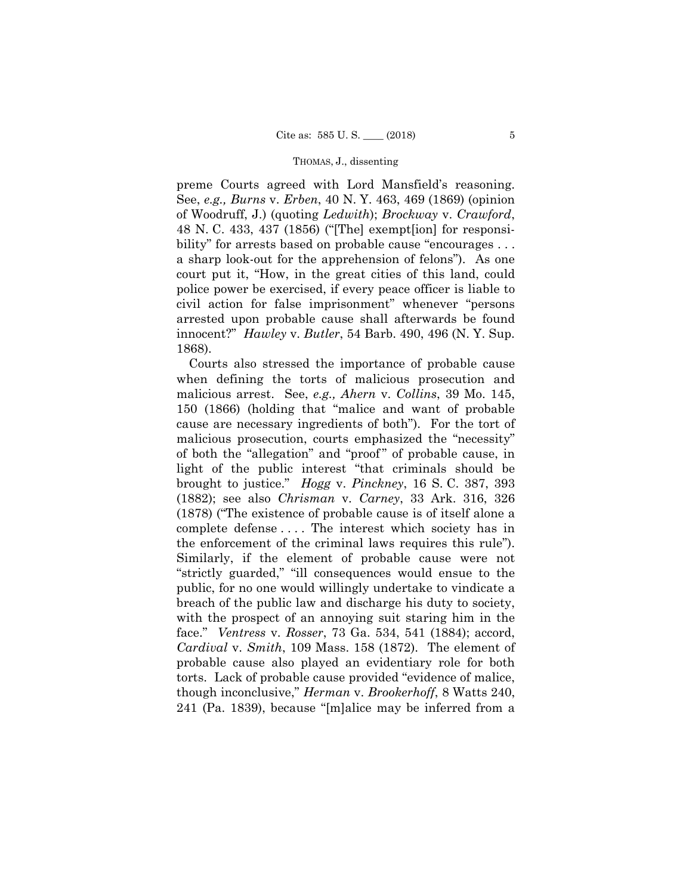preme Courts agreed with Lord Mansfield's reasoning. See, *e.g., Burns* v. *Erben*, 40 N. Y. 463, 469 (1869) (opinion of Woodruff, J.) (quoting *Ledwith*); *Brockway* v. *Crawford*, 48 N. C. 433, 437 (1856) ("[The] exempt[ion] for responsibility" for arrests based on probable cause "encourages . . . a sharp look-out for the apprehension of felons"). As one court put it, "How, in the great cities of this land, could police power be exercised, if every peace officer is liable to civil action for false imprisonment" whenever "persons arrested upon probable cause shall afterwards be found innocent?" *Hawley* v. *Butler*, 54 Barb. 490, 496 (N. Y. Sup. 1868).

Courts also stressed the importance of probable cause when defining the torts of malicious prosecution and malicious arrest. See, *e.g., Ahern* v. *Collins*, 39 Mo. 145, 150 (1866) (holding that "malice and want of probable cause are necessary ingredients of both"). For the tort of malicious prosecution, courts emphasized the "necessity" of both the "allegation" and "proof" of probable cause, in light of the public interest "that criminals should be brought to justice." *Hogg* v. *Pinckney*, 16 S. C. 387, 393 (1882); see also *Chrisman* v. *Carney*, 33 Ark. 316, 326 (1878) ("The existence of probable cause is of itself alone a complete defense . . . . The interest which society has in the enforcement of the criminal laws requires this rule"). Similarly, if the element of probable cause were not "strictly guarded," "ill consequences would ensue to the public, for no one would willingly undertake to vindicate a breach of the public law and discharge his duty to society, with the prospect of an annoying suit staring him in the face." *Ventress* v. *Rosser*, 73 Ga. 534, 541 (1884); accord, *Cardival* v. *Smith*, 109 Mass. 158 (1872). The element of probable cause also played an evidentiary role for both torts. Lack of probable cause provided "evidence of malice, though inconclusive," *Herman* v. *Brookerhoff*, 8 Watts 240, 241 (Pa. 1839), because "[m]alice may be inferred from a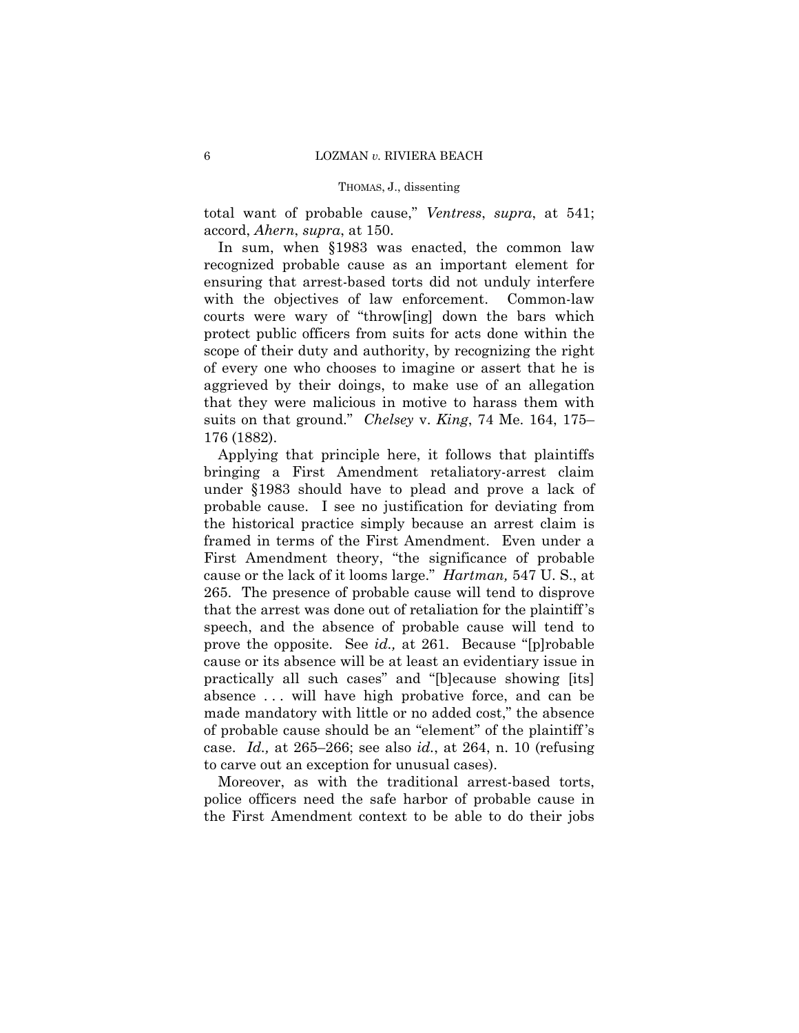total want of probable cause," *Ventress*, *supra*, at 541; accord, *Ahern*, *supra*, at 150.

In sum, when §1983 was enacted, the common law recognized probable cause as an important element for ensuring that arrest-based torts did not unduly interfere with the objectives of law enforcement. Common-law courts were wary of "throw[ing] down the bars which protect public officers from suits for acts done within the scope of their duty and authority, by recognizing the right of every one who chooses to imagine or assert that he is aggrieved by their doings, to make use of an allegation that they were malicious in motive to harass them with suits on that ground." *Chelsey* v. *King*, 74 Me. 164, 175–176 (1882).

Applying that principle here, it follows that plaintiffs bringing a First Amendment retaliatory-arrest claim under §1983 should have to plead and prove a lack of probable cause. I see no justification for deviating from the historical practice simply because an arrest claim is framed in terms of the First Amendment. Even under a First Amendment theory, "the significance of probable cause or the lack of it looms large." *Hartman,* 547 U. S., at 265. The presence of probable cause will tend to disprove that the arrest was done out of retaliation for the plaintiff's speech, and the absence of probable cause will tend to prove the opposite. See *id.,* at 261. Because "[p]robable cause or its absence will be at least an evidentiary issue in practically all such cases" and "[b]ecause showing [its] absence . . . will have high probative force, and can be made mandatory with little or no added cost," the absence of probable cause should be an "element" of the plaintiff's case. *Id.,* at 265–266; see also *id.*, at 264, n. 10 (refusing to carve out an exception for unusual cases).

Moreover, as with the traditional arrest-based torts, police officers need the safe harbor of probable cause in the First Amendment context to be able to do their jobs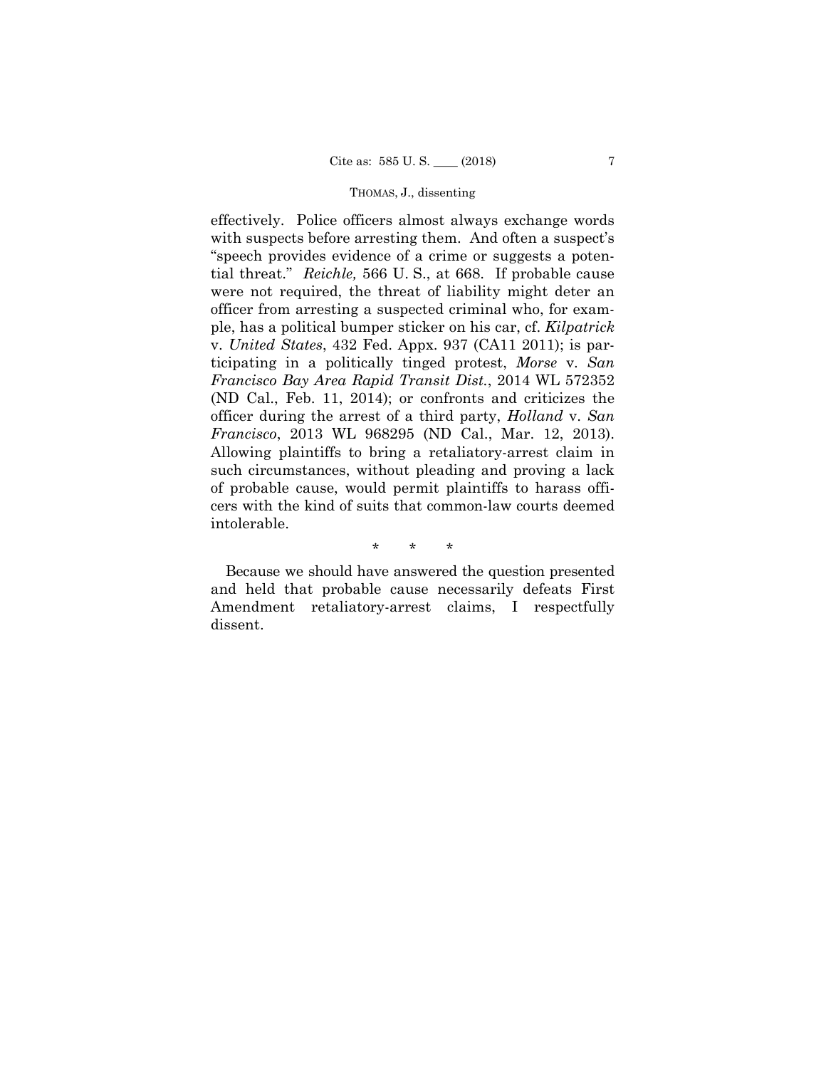effectively. Police officers almost always exchange words with suspects before arresting them. And often a suspect's "speech provides evidence of a crime or suggests a potential threat." *Reichle,* 566 U. S., at 668. If probable cause were not required, the threat of liability might deter an officer from arresting a suspected criminal who, for example, has a political bumper sticker on his car, cf. *Kilpatrick* v. *United States*, 432 Fed. Appx. 937 (CA11 2011); is participating in a politically tinged protest, *Morse* v. *San Francisco Bay Area Rapid Transit Dist.*, 2014 WL 572352 (ND Cal., Feb. 11, 2014); or confronts and criticizes the officer during the arrest of a third party, *Holland* v. *San Francisco*, 2013 WL 968295 (ND Cal., Mar. 12, 2013). Allowing plaintiffs to bring a retaliatory-arrest claim in such circumstances, without pleading and proving a lack of probable cause, would permit plaintiffs to harass officers with the kind of suits that common-law courts deemed intolerable.

\* \* \*

Because we should have answered the question presented and held that probable cause necessarily defeats First Amendment retaliatory-arrest claims, I respectfully dissent.